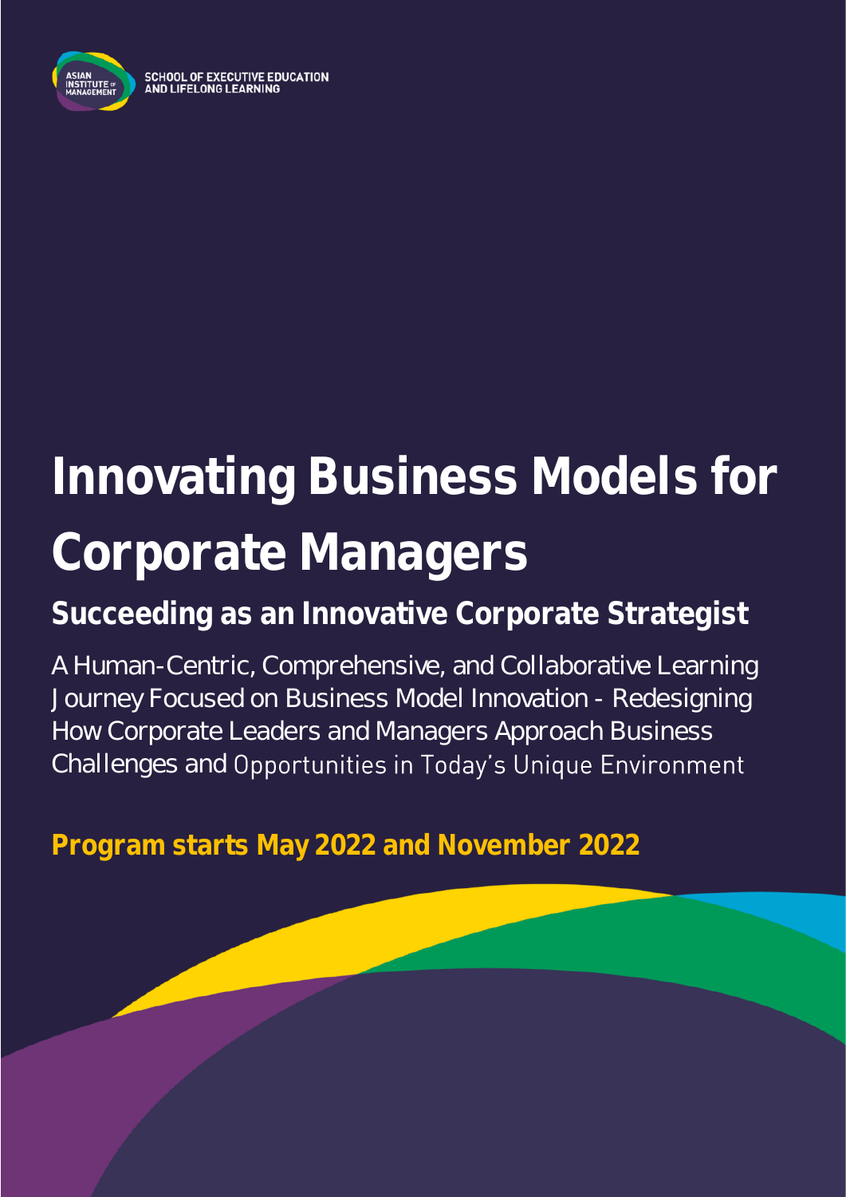ASIAN INSTITUTE OF MANAGEMENT

SCHOOL OF EXECUTIVE EDUCATION AND LIFELONG LEARNING

# Innovating Business Models for Corporate Managers

## Succeeding as an Innovative Corporate Strategist

A Human-Centric, Comprehensive, and Collaborative Learning Journey Focused on Business Model Innovation - Redesigning How Corporate Leaders and Managers Approach Business Challenges and Opportunities in Today's Unique Environment

**Program starts May 2022 and November 2022**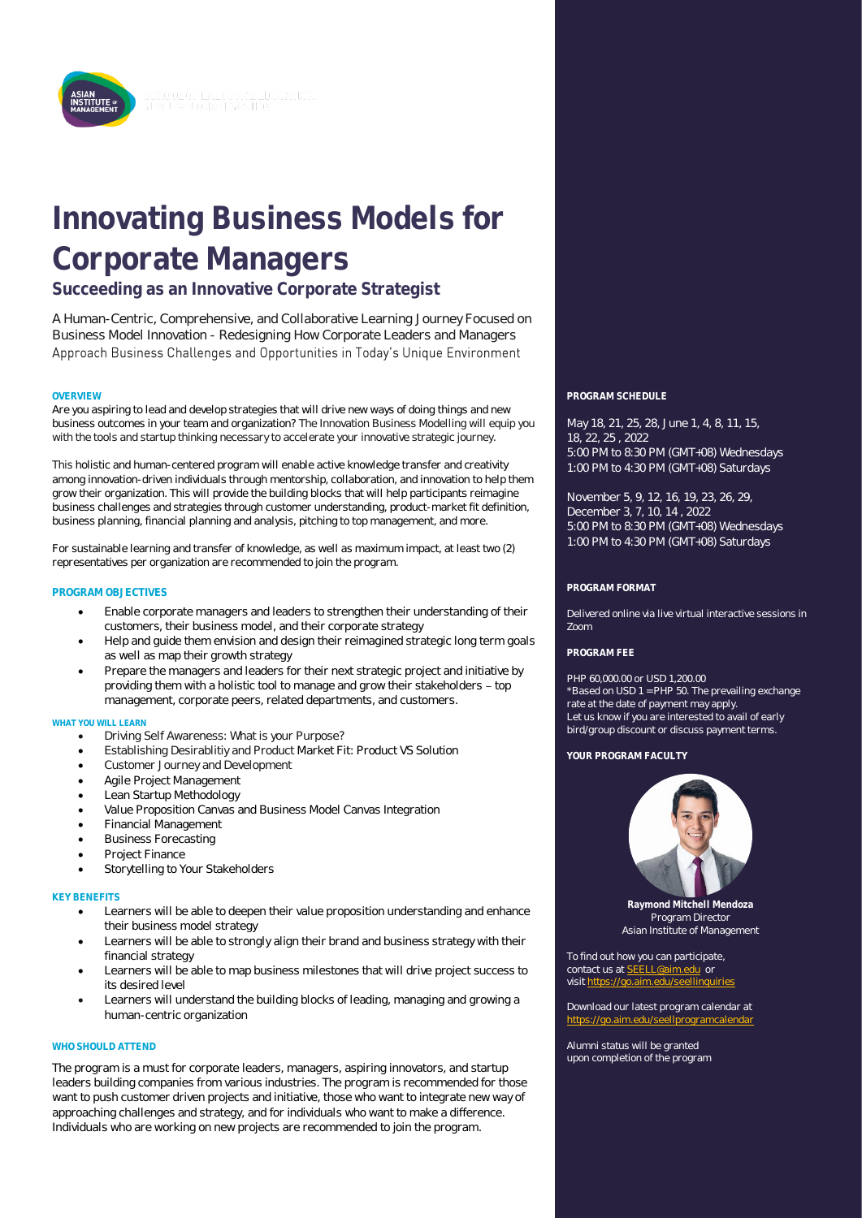# Innovating Business Models for Corporate Managers

## Succeeding as an Innovative Corporate Strategist

A Human-Centric, Comprehensive, and Collaborative Learning Journey Focused on Business Model Innovation - Redesigning How Corporate Leaders and Managers Approach Business Challenges and Opportunities in Today's Unique Environment

#### OVERVIEW

Are you aspiring to lead and develop strategies that will drive new ways of doing things and new business outcomes in your team and organization? The Innovation Business Modelling will equip you with the tools and startup thinking necessary to accelerate your innovative strategic journey.

This holistic and human-centered program will enable active knowledge transfer and creativity among innovation-driven individuals through mentorship, collaboration, and innovation to help them grow their organization. This will provide the building blocks that will help participants reimagine business challenges and strategies through customer understanding, product-market fit definition, business planning, financial planning and analysis, pitching to top management, and more.

For sustainable learning and transfer of knowledge, as well as maximum impact, at least two (2) representatives per organization are recommended to join the program.

#### PROGRAM OBJECTIVES

- Enable corporate managers and leaders to strengthen their understanding of their customers, their business model, and their corporate strategy
- Help and guide them envision and design their reimagined strategic long term goals as well as map their growth strategy
- Prepare the managers and leaders for their next strategic project and initiative by providing them with a holistic tool to manage and grow their stakeholders – top management, corporate peers, related departments, and customers.

#### WHAT YOU WILL LEARN

- Driving Self Awareness: What is your Purpose?
- Establishing Desirablitiy and Product Market Fit: Product VS Solution
- Customer Journey and Development
- Agile Project Management
- Lean Startup Methodology
- Value Proposition Canvas and Business Model Canvas Integration
- Financial Management
- Business Forecasting
- Project Finance
- Storytelling to Your Stakeholders

#### KEY BENEFITS

- Learners will be able to deepen their value proposition understanding and enhance their business model strategy
- Learners will be able to strongly align their brand and business strategy with their financial strategy
- Learners will be able to map business milestones that will drive project success to its desired level
- Learners will understand the building blocks of leading, managing and growing a human-centric organization

#### WHO SHOULD ATTEND

The program is a must for corporate leaders, managers, aspiring innovators, and startup leaders building companies from various industries. The program is recommended for those want to push customer driven projects and initiative, those who want to integrate new way of approaching challenges and strategy, and for individuals who want to make a difference. Individuals who are working on new projects are recommended to join the program.

#### PROGRAM SCHEDULE

May 18, 21, 25, 28, June 1, 4, 8, 11, 15, 18, 22, 25 , 2022
5:00 PM to 8:30 PM (GMT+08) Wednesdays
1:00 PM to 4:30 PM (GMT+08) Saturdays

November 5, 9, 12, 16, 19, 23, 26, 29, December 3, 7, 10, 14 , 2022
5:00 PM to 8:30 PM (GMT+08) Wednesdays
1:00 PM to 4:30 PM (GMT+08) Saturdays

#### PROGRAM FORMAT

Delivered online via live virtual interactive sessions in Zoom

#### PROGRAM FEE

PHP 60,000.00 or USD 1,200.00
*Based on USD 1 = PHP 50. The prevailing exchange rate at the date of payment may apply.
Let us know if you are interested to avail of early bird/group discount or discuss payment terms.

#### YOUR PROGRAM FACULTY

**Raymond Mitchell Mendoza**
Program Director
Asian Institute of Management

To find out how you can participate, contact us at SEELL@aim.edu or visit https://go.aim.edu/seellinquiries

Download our latest program calendar at https://go.aim.edu/seellprogramcalendar

Alumni status will be granted upon completion of the program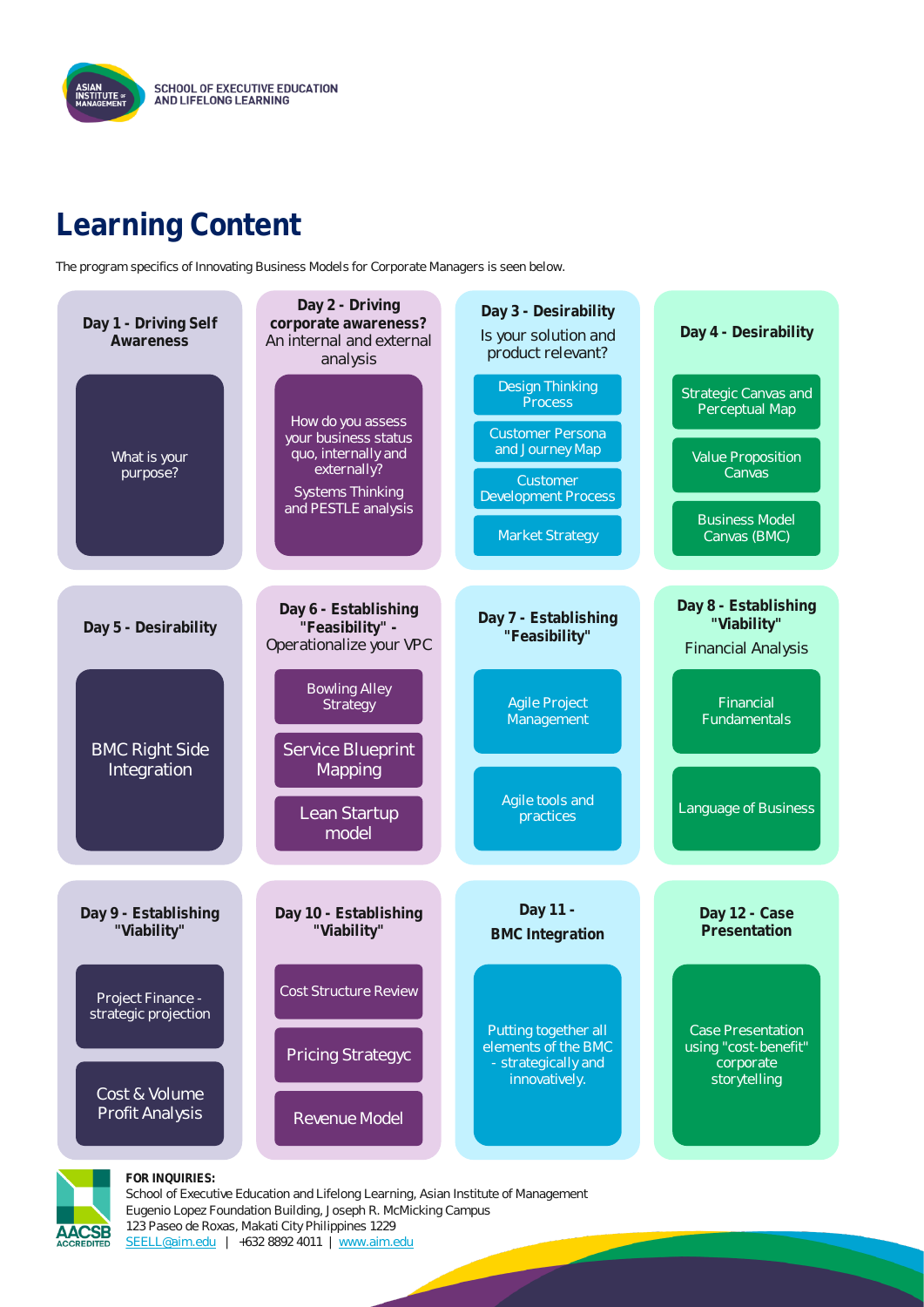# Learning Content

The program specifics of Innovating Business Models for Corporate Managers is seen below.

### Day 1 - Driving Self Awareness

- What is your purpose?

### Day 2 - Driving corporate awareness?

An internal and external analysis

- How do you assess your business status quo, internally and externally?
- Systems Thinking and PESTLE analysis

### Day 3 - Desirability

Is your solution and product relevant?

- Design Thinking Process
- Customer Persona and Journey Map
- Customer Development Process
- Market Strategy

### Day 4 - Desirability

- Strategic Canvas and Perceptual Map
- Value Proposition Canvas
- Business Model Canvas (BMC)

### Day 5 - Desirability

- BMC Right Side Integration

### Day 6 - Establishing "Feasibility" -

Operationalize your VPC

- Bowling Alley Strategy
- Service Blueprint Mapping
- Lean Startup model

### Day 7 - Establishing "Feasibility"

- Agile Project Management
- Agile tools and practices

### Day 8 - Establishing "Viability"

Financial Analysis

- Financial Fundamentals
- Language of Business

### Day 9 - Establishing "Viability"

- Project Finance - strategic projection
- Cost & Volume Profit Analysis

### Day 10 - Establishing "Viability"

- Cost Structure Review
- Pricing Strategyc
- Revenue Model

### Day 11 - BMC Integration

- Putting together all elements of the BMC - strategically and innovatively.

### Day 12 - Case Presentation

- Case Presentation using "cost-benefit" corporate storytelling

**FOR INQUIRIES:**
School of Executive Education and Lifelong Learning, Asian Institute of Management
Eugenio Lopez Foundation Building, Joseph R. McMicking Campus
123 Paseo de Roxas, Makati City Philippines 1229
SEELL@aim.edu | +632 8892 4011 | www.aim.edu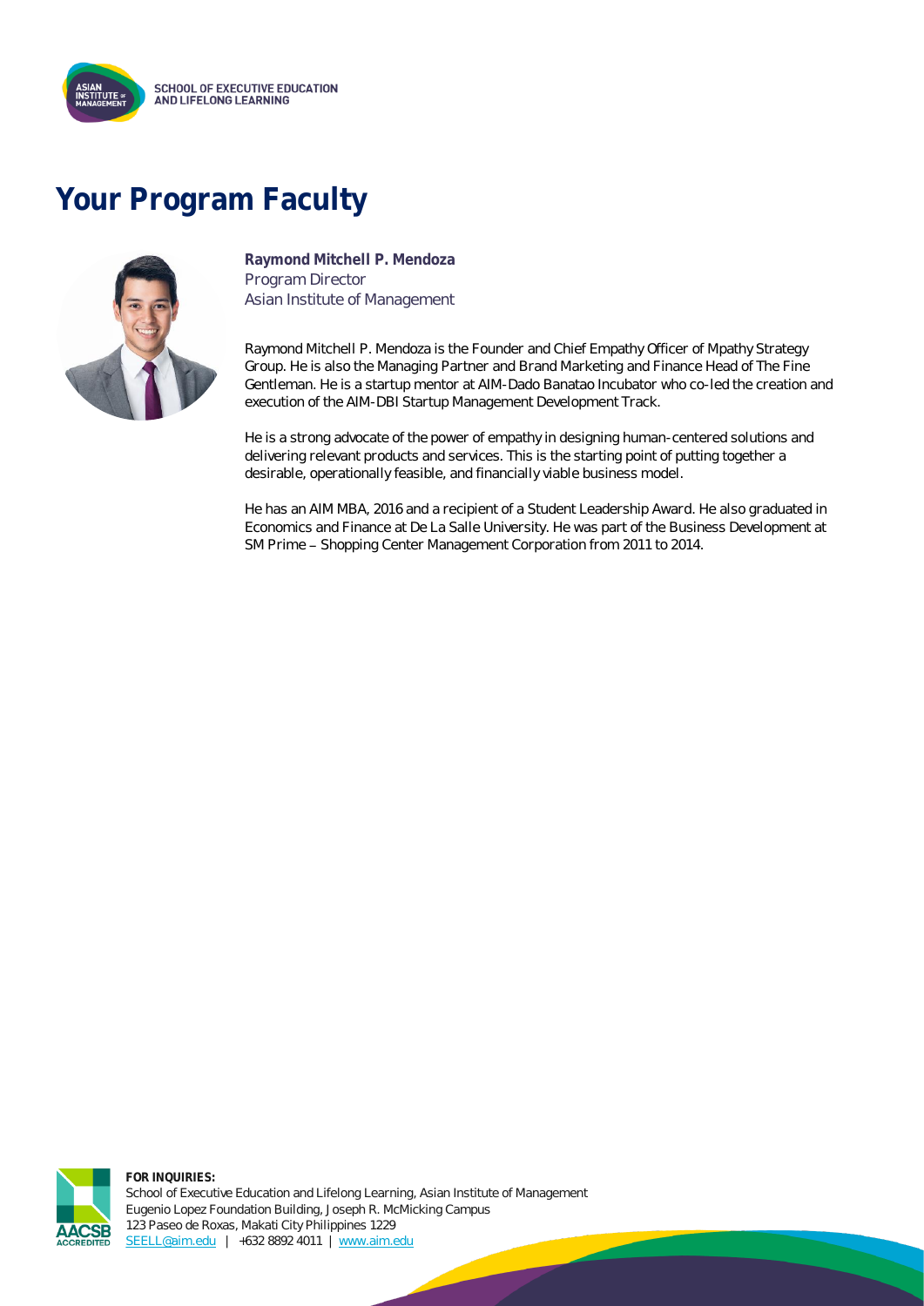# Your Program Faculty

**Raymond Mitchell P. Mendoza**
Program Director
Asian Institute of Management

Raymond Mitchell P. Mendoza is the Founder and Chief Empathy Officer of Mpathy Strategy Group. He is also the Managing Partner and Brand Marketing and Finance Head of The Fine Gentleman. He is a startup mentor at AIM-Dado Banatao Incubator who co-led the creation and execution of the AIM-DBI Startup Management Development Track.

He is a strong advocate of the power of empathy in designing human-centered solutions and delivering relevant products and services. This is the starting point of putting together a desirable, operationally feasible, and financially viable business model.

He has an AIM MBA, 2016 and a recipient of a Student Leadership Award. He also graduated in Economics and Finance at De La Salle University. He was part of the Business Development at SM Prime – Shopping Center Management Corporation from 2011 to 2014.

**FOR INQUIRIES:**
School of Executive Education and Lifelong Learning, Asian Institute of Management
Eugenio Lopez Foundation Building, Joseph R. McMicking Campus
123 Paseo de Roxas, Makati City Philippines 1229
SEELL@aim.edu | +632 8892 4011 | www.aim.edu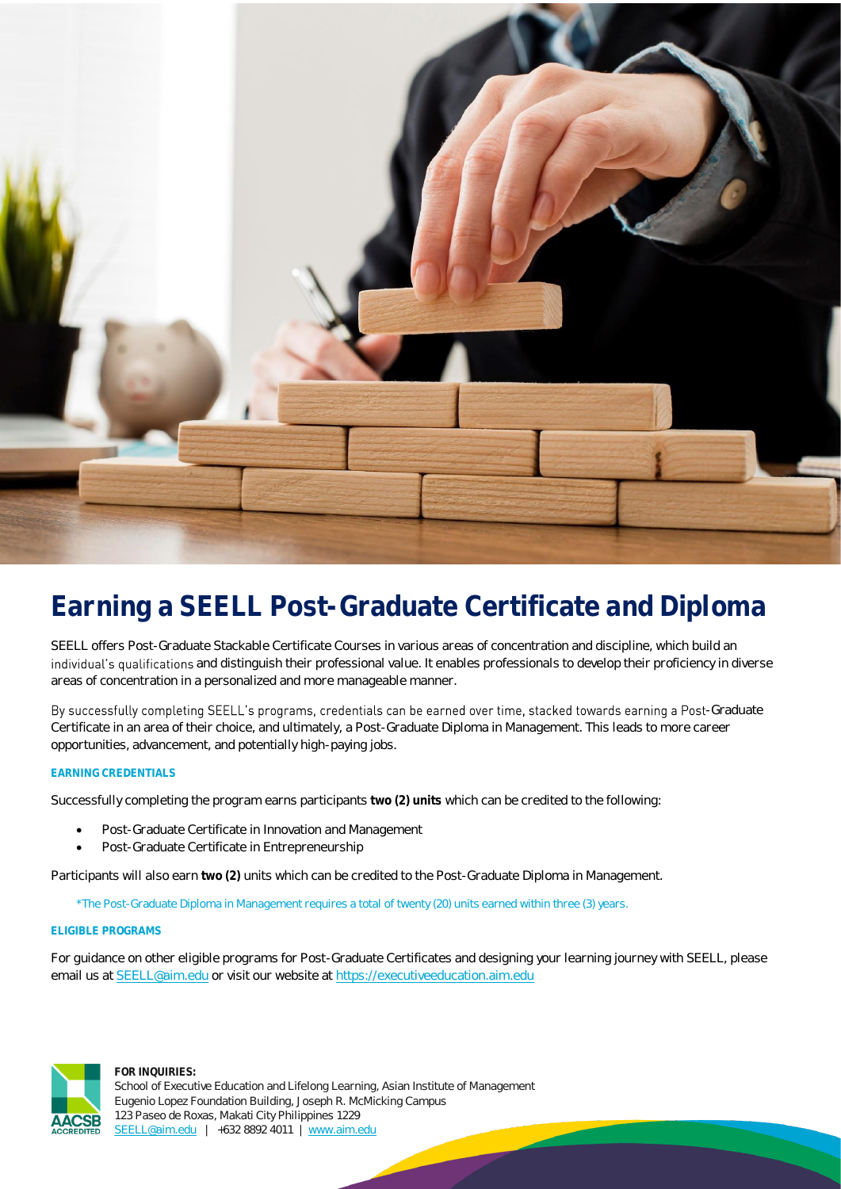# Earning a SEELL Post-Graduate Certificate and Diploma

SEELL offers Post-Graduate Stackable Certificate Courses in various areas of concentration and discipline, which build an individual's qualifications and distinguish their professional value. It enables professionals to develop their proficiency in diverse areas of concentration in a personalized and more manageable manner.

By successfully completing SEELL's programs, credentials can be earned over time, stacked towards earning a Post-Graduate Certificate in an area of their choice, and ultimately, a Post-Graduate Diploma in Management. This leads to more career opportunities, advancement, and potentially high-paying jobs.

#### EARNING CREDENTIALS

Successfully completing the program earns participants **two (2) units** which can be credited to the following:

- Post-Graduate Certificate in Innovation and Management
- Post-Graduate Certificate in Entrepreneurship

Participants will also earn **two (2)** units which can be credited to the Post-Graduate Diploma in Management.

*The Post-Graduate Diploma in Management requires a total of twenty (20) units earned within three (3) years.

#### ELIGIBLE PROGRAMS

For guidance on other eligible programs for Post-Graduate Certificates and designing your learning journey with SEELL, please email us at SEELL@aim.edu or visit our website at https://executiveeducation.aim.edu

**FOR INQUIRIES:**
School of Executive Education and Lifelong Learning, Asian Institute of Management
Eugenio Lopez Foundation Building, Joseph R. McMicking Campus
123 Paseo de Roxas, Makati City Philippines 1229
SEELL@aim.edu | +632 8892 4011 | www.aim.edu